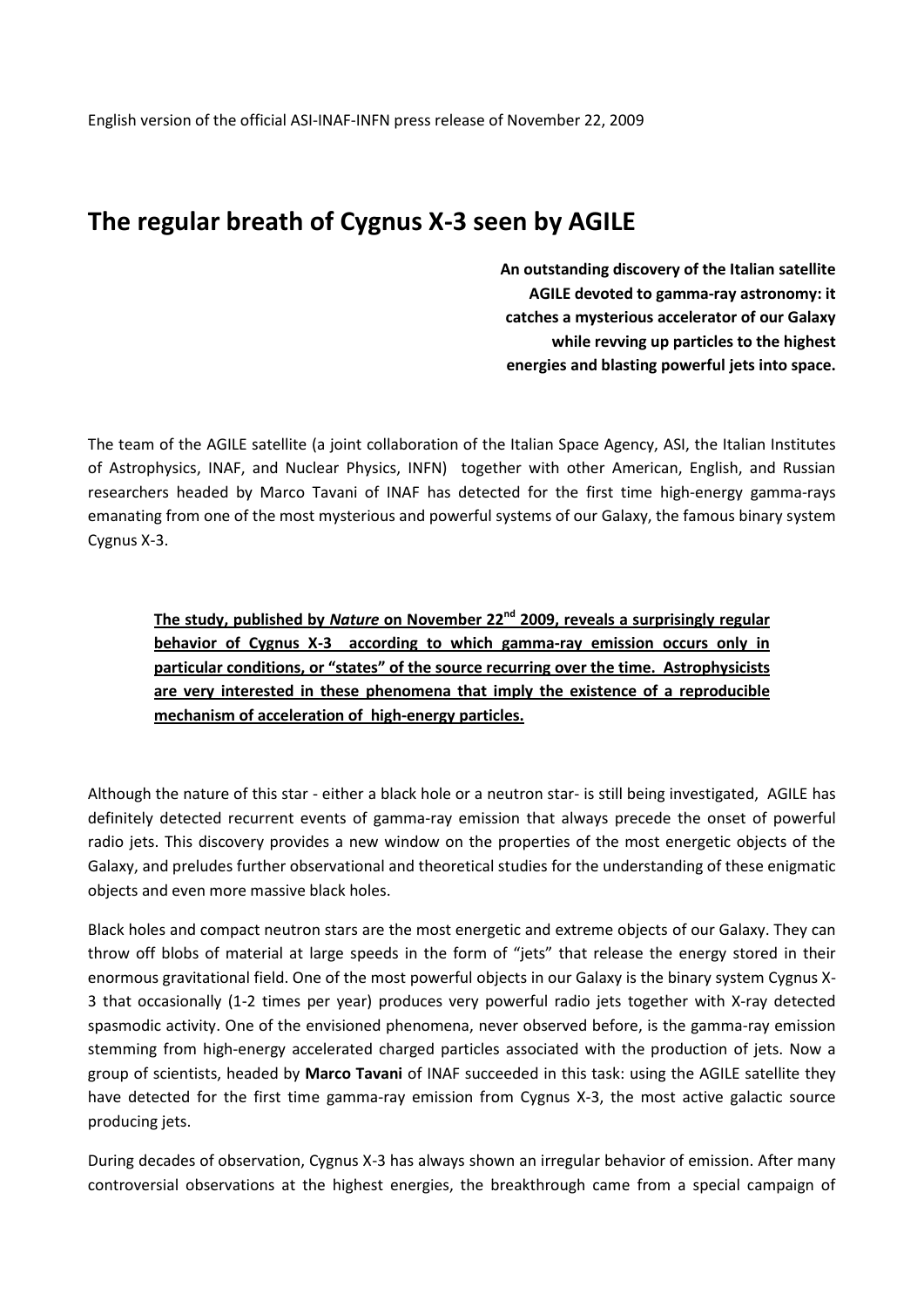English version of the official ASI-INAF-INFN press release of November 22, 2009

# The regular breath of Cygnus X-3 seen by AGILE

**An outstanding discovery of the Italian satellite AGILE devoted to gamma-ray astronomy: it catches a mysterious accelerator of our Galaxy while revving up particles to the highest energies and blasting powerful jets into space.**

The team of the AGILE satellite (a joint collaboration of the Italian Space Agency, ASI, the Italian Institutes of Astrophysics, INAF, and Nuclear Physics, INFN) together with other American, English, and Russian researchers headed by Marco Tavani of INAF has detected for the first time high-energy gamma-rays emanating from one of the most mysterious and powerful systems of our Galaxy, the famous binary system Cygnus X-3.

> **The study, published by *Nature* on November 22nd 2009, reveals a surprisingly regular behavior of Cygnus X-3 according to which gamma-ray emission occurs only in particular conditions, or "states" of the source recurring over the time. Astrophysicists are very interested in these phenomena that imply the existence of a reproducible mechanism of acceleration of high-energy particles.**

Although the nature of this star - either a black hole or a neutron star- is still being investigated, AGILE has definitely detected recurrent events of gamma-ray emission that always precede the onset of powerful radio jets. This discovery provides a new window on the properties of the most energetic objects of the Galaxy, and preludes further observational and theoretical studies for the understanding of these enigmatic objects and even more massive black holes.

Black holes and compact neutron stars are the most energetic and extreme objects of our Galaxy. They can throw off blobs of material at large speeds in the form of "jets" that release the energy stored in their enormous gravitational field. One of the most powerful objects in our Galaxy is the binary system Cygnus X-3 that occasionally (1-2 times per year) produces very powerful radio jets together with X-ray detected spasmodic activity. One of the envisioned phenomena, never observed before, is the gamma-ray emission stemming from high-energy accelerated charged particles associated with the production of jets. Now a group of scientists, headed by **Marco Tavani** of INAF succeeded in this task: using the AGILE satellite they have detected for the first time gamma-ray emission from Cygnus X-3, the most active galactic source producing jets.

During decades of observation, Cygnus X-3 has always shown an irregular behavior of emission. After many controversial observations at the highest energies, the breakthrough came from a special campaign of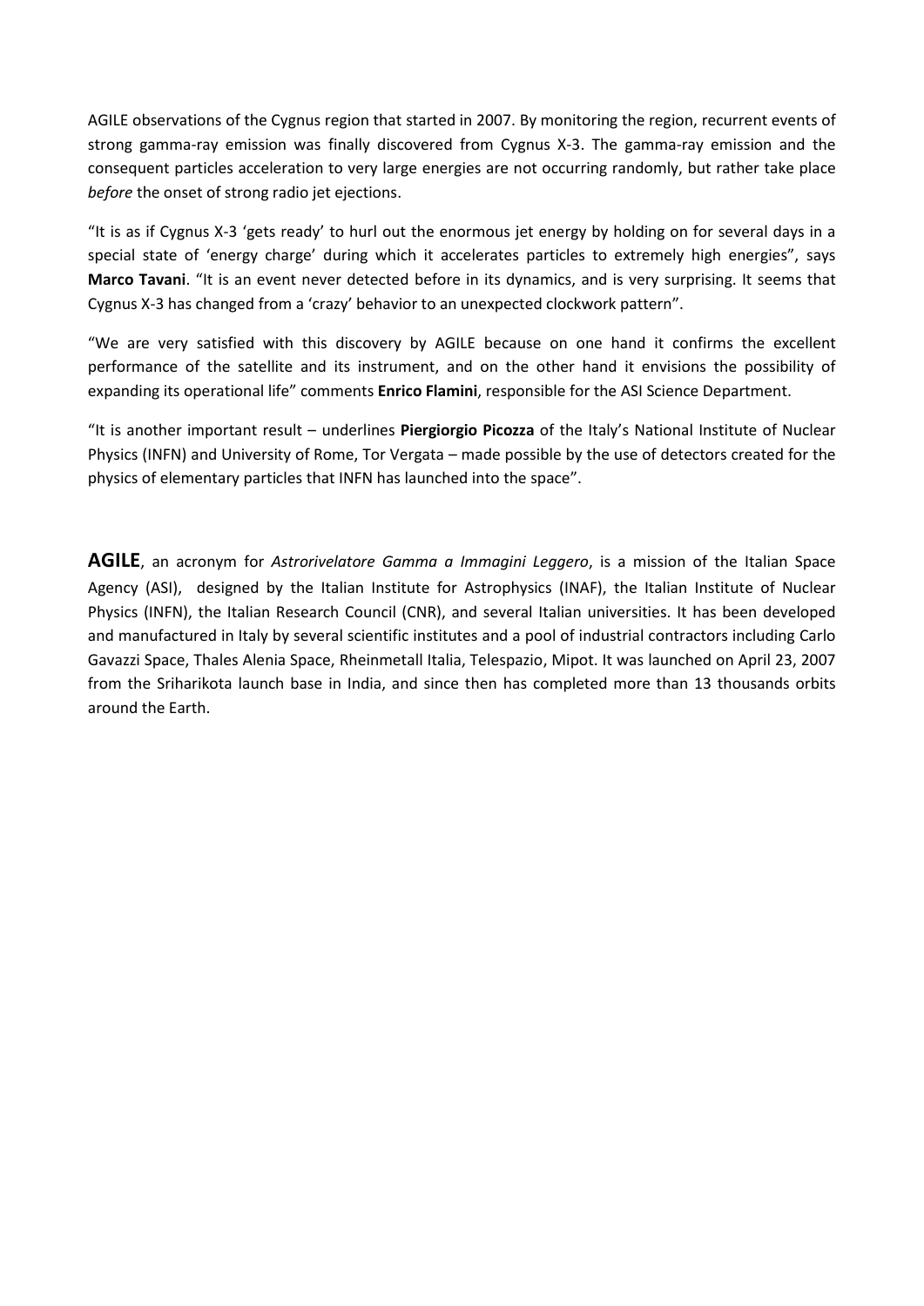AGILE observations of the Cygnus region that started in 2007. By monitoring the region, recurrent events of strong gamma-ray emission was finally discovered from Cygnus X-3. The gamma-ray emission and the consequent particles acceleration to very large energies are not occurring randomly, but rather take place *before* the onset of strong radio jet ejections.

“It is as if Cygnus X-3 ‘gets ready’ to hurl out the enormous jet energy by holding on for several days in a special state of ‘energy charge’ during which it accelerates particles to extremely high energies”, says **Marco Tavani**. “It is an event never detected before in its dynamics, and is very surprising. It seems that Cygnus X-3 has changed from a ‘crazy’ behavior to an unexpected clockwork pattern”.

“We are very satisfied with this discovery by AGILE because on one hand it confirms the excellent performance of the satellite and its instrument, and on the other hand it envisions the possibility of expanding its operational life” comments **Enrico Flamini**, responsible for the ASI Science Department.

“It is another important result – underlines **Piergiorgio Picozza** of the Italy’s National Institute of Nuclear Physics (INFN) and University of Rome, Tor Vergata – made possible by the use of detectors created for the physics of elementary particles that INFN has launched into the space”.

**AGILE**, an acronym for *Astrorivelatore Gamma a Immagini Leggero*, is a mission of the Italian Space Agency (ASI), designed by the Italian Institute for Astrophysics (INAF), the Italian Institute of Nuclear Physics (INFN), the Italian Research Council (CNR), and several Italian universities. It has been developed and manufactured in Italy by several scientific institutes and a pool of industrial contractors including Carlo Gavazzi Space, Thales Alenia Space, Rheinmetall Italia, Telespazio, Mipot. It was launched on April 23, 2007 from the Sriharikota launch base in India, and since then has completed more than 13 thousands orbits around the Earth.